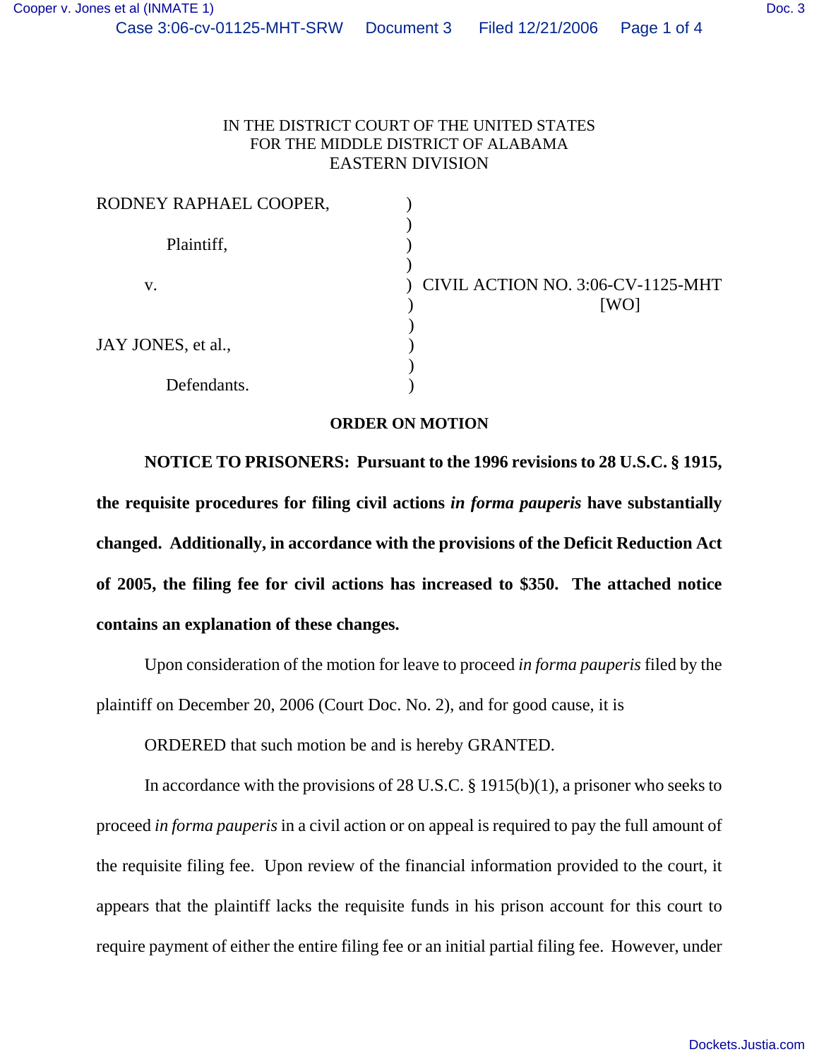IN THE DISTRICT COURT OF THE UNITED STATES
FOR THE MIDDLE DISTRICT OF ALABAMA
EASTERN DIVISION

RODNEY RAPHAEL COOPER,

Plaintiff,

v.

JAY JONES, et al.,

Defendants.

CIVIL ACTION NO. 3:06-CV-1125-MHT
[WO]

**ORDER ON MOTION**

**NOTICE TO PRISONERS: Pursuant to the 1996 revisions to 28 U.S.C. § 1915, the requisite procedures for filing civil actions *in forma pauperis* have substantially changed. Additionally, in accordance with the provisions of the Deficit Reduction Act of 2005, the filing fee for civil actions has increased to $350. The attached notice contains an explanation of these changes.**

Upon consideration of the motion for leave to proceed *in forma pauperis* filed by the plaintiff on December 20, 2006 (Court Doc. No. 2), and for good cause, it is

ORDERED that such motion be and is hereby GRANTED.

In accordance with the provisions of 28 U.S.C. § 1915(b)(1), a prisoner who seeks to proceed *in forma pauperis* in a civil action or on appeal is required to pay the full amount of the requisite filing fee. Upon review of the financial information provided to the court, it appears that the plaintiff lacks the requisite funds in his prison account for this court to require payment of either the entire filing fee or an initial partial filing fee. However, under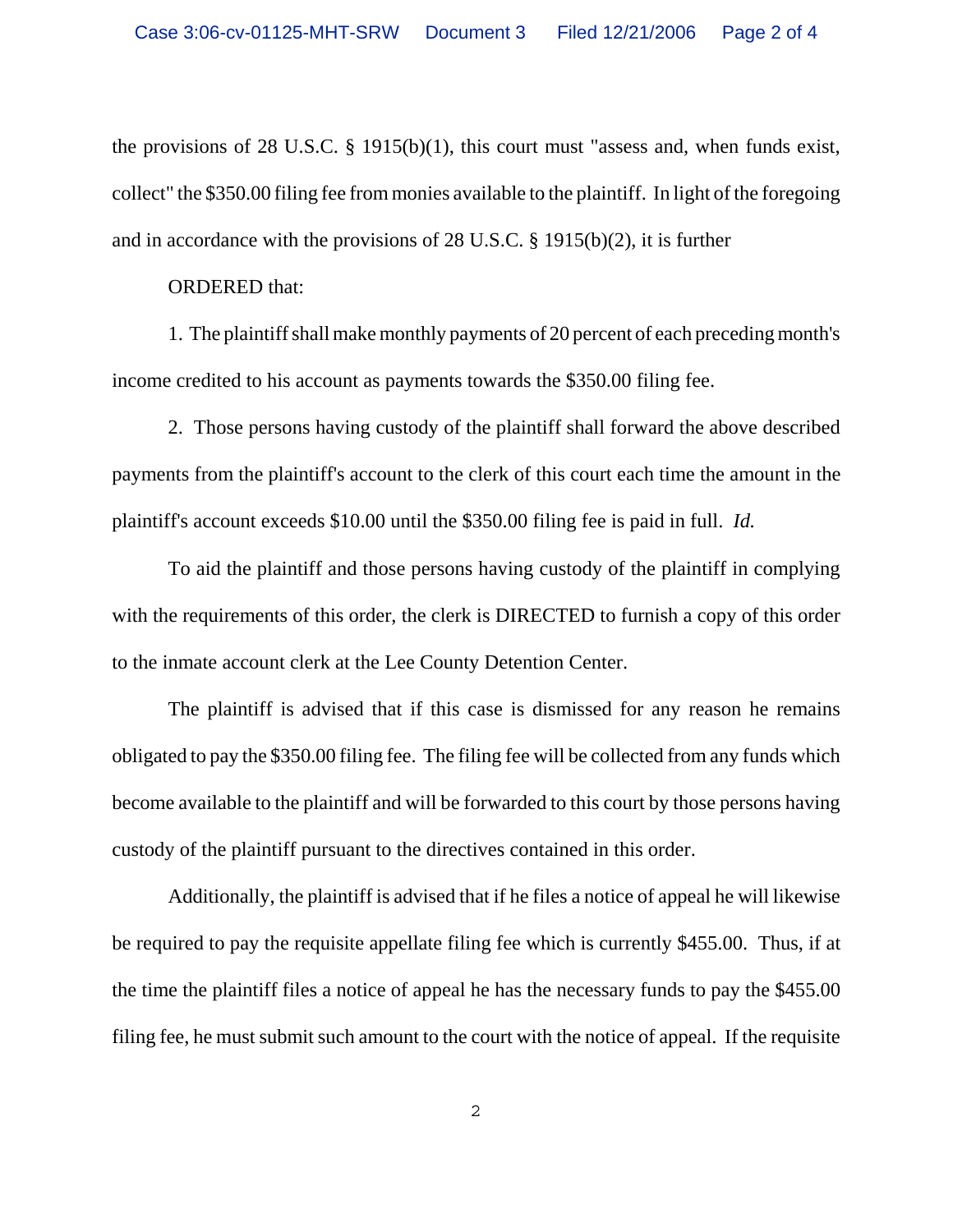the provisions of 28 U.S.C. § 1915(b)(1), this court must "assess and, when funds exist, collect" the $350.00 filing fee from monies available to the plaintiff. In light of the foregoing and in accordance with the provisions of 28 U.S.C. § 1915(b)(2), it is further

ORDERED that:

1. The plaintiff shall make monthly payments of 20 percent of each preceding month's income credited to his account as payments towards the $350.00 filing fee.

2. Those persons having custody of the plaintiff shall forward the above described payments from the plaintiff's account to the clerk of this court each time the amount in the plaintiff's account exceeds $10.00 until the $350.00 filing fee is paid in full. *Id.*

To aid the plaintiff and those persons having custody of the plaintiff in complying with the requirements of this order, the clerk is DIRECTED to furnish a copy of this order to the inmate account clerk at the Lee County Detention Center.

The plaintiff is advised that if this case is dismissed for any reason he remains obligated to pay the $350.00 filing fee. The filing fee will be collected from any funds which become available to the plaintiff and will be forwarded to this court by those persons having custody of the plaintiff pursuant to the directives contained in this order.

Additionally, the plaintiff is advised that if he files a notice of appeal he will likewise be required to pay the requisite appellate filing fee which is currently $455.00. Thus, if at the time the plaintiff files a notice of appeal he has the necessary funds to pay the $455.00 filing fee, he must submit such amount to the court with the notice of appeal. If the requisite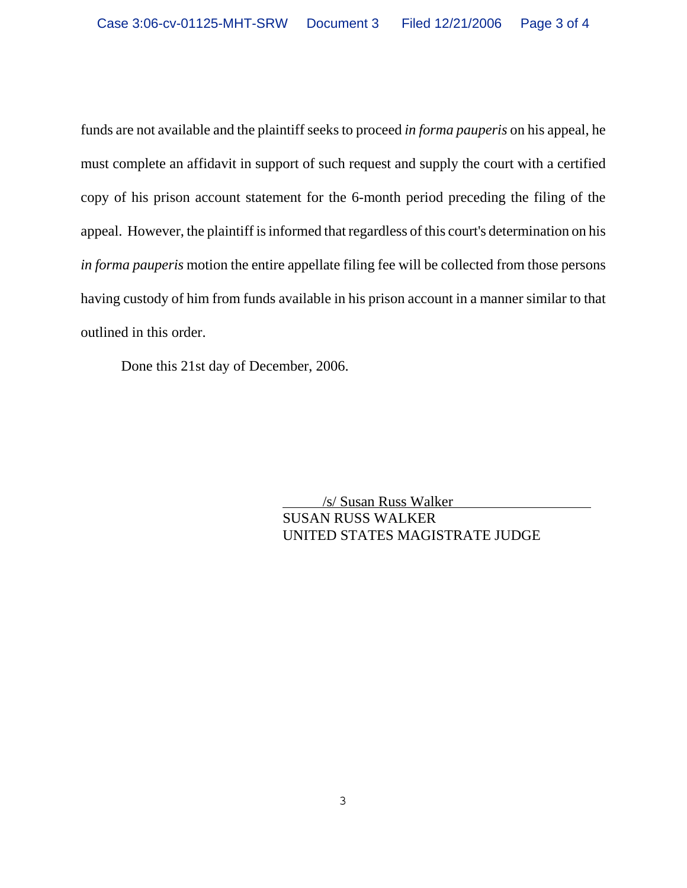funds are not available and the plaintiff seeks to proceed *in forma pauperis* on his appeal, he must complete an affidavit in support of such request and supply the court with a certified copy of his prison account statement for the 6-month period preceding the filing of the appeal. However, the plaintiff is informed that regardless of this court's determination on his *in forma pauperis* motion the entire appellate filing fee will be collected from those persons having custody of him from funds available in his prison account in a manner similar to that outlined in this order.

Done this 21st day of December, 2006.

/s/ Susan Russ Walker
SUSAN RUSS WALKER
UNITED STATES MAGISTRATE JUDGE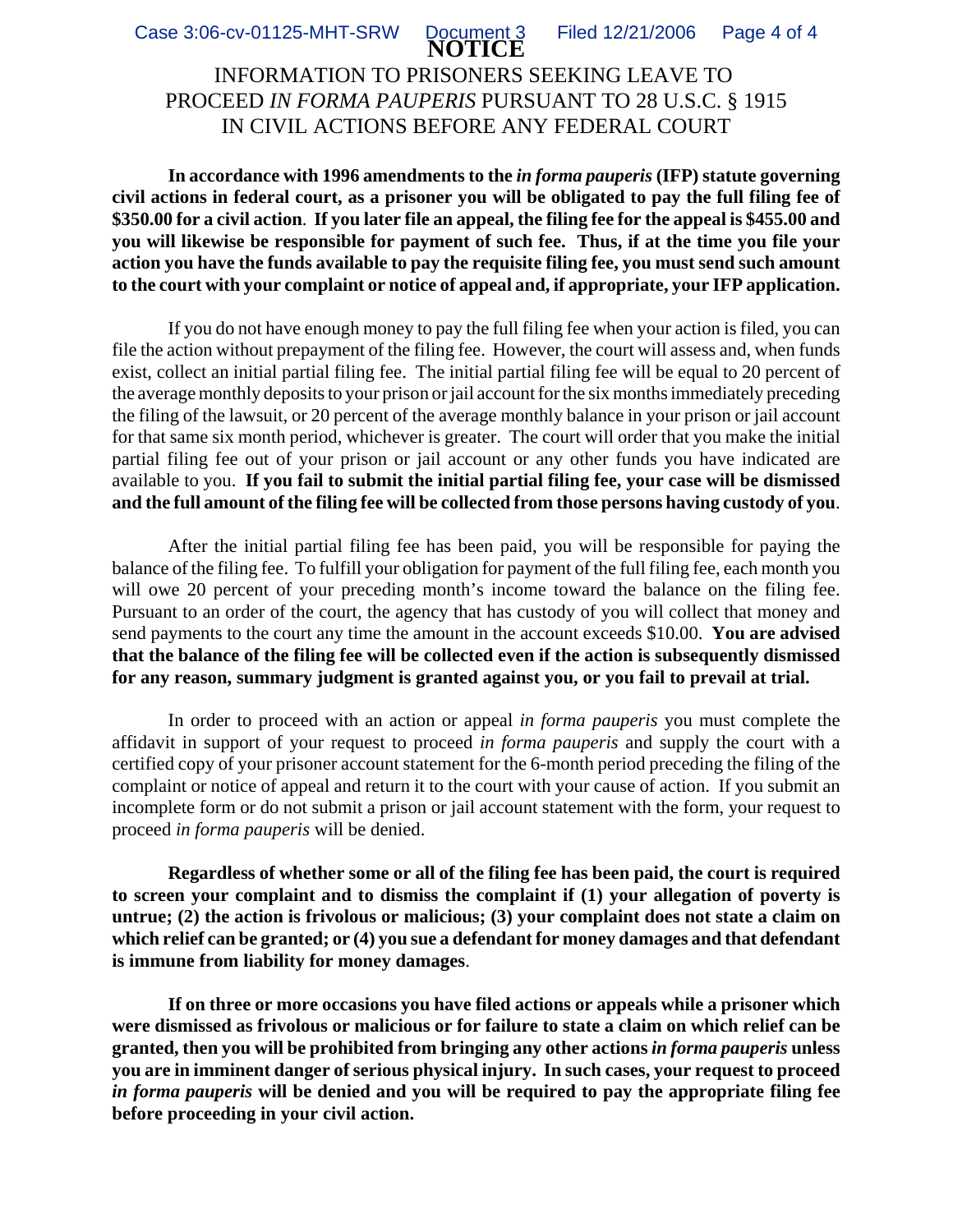# NOTICE

## INFORMATION TO PRISONERS SEEKING LEAVE TO PROCEED *IN FORMA PAUPERIS* PURSUANT TO 28 U.S.C. § 1915 IN CIVIL ACTIONS BEFORE ANY FEDERAL COURT

**In accordance with 1996 amendments to the *in forma pauperis* (IFP) statute governing civil actions in federal court, as a prisoner you will be obligated to pay the full filing fee of $350.00 for a civil action. If you later file an appeal, the filing fee for the appeal is $455.00 and you will likewise be responsible for payment of such fee. Thus, if at the time you file your action you have the funds available to pay the requisite filing fee, you must send such amount to the court with your complaint or notice of appeal and, if appropriate, your IFP application.**

If you do not have enough money to pay the full filing fee when your action is filed, you can file the action without prepayment of the filing fee. However, the court will assess and, when funds exist, collect an initial partial filing fee. The initial partial filing fee will be equal to 20 percent of the average monthly deposits to your prison or jail account for the six months immediately preceding the filing of the lawsuit, or 20 percent of the average monthly balance in your prison or jail account for that same six month period, whichever is greater. The court will order that you make the initial partial filing fee out of your prison or jail account or any other funds you have indicated are available to you. **If you fail to submit the initial partial filing fee, your case will be dismissed and the full amount of the filing fee will be collected from those persons having custody of you**.

After the initial partial filing fee has been paid, you will be responsible for paying the balance of the filing fee. To fulfill your obligation for payment of the full filing fee, each month you will owe 20 percent of your preceding month's income toward the balance on the filing fee. Pursuant to an order of the court, the agency that has custody of you will collect that money and send payments to the court any time the amount in the account exceeds $10.00. **You are advised that the balance of the filing fee will be collected even if the action is subsequently dismissed for any reason, summary judgment is granted against you, or you fail to prevail at trial.**

In order to proceed with an action or appeal *in forma pauperis* you must complete the affidavit in support of your request to proceed *in forma pauperis* and supply the court with a certified copy of your prisoner account statement for the 6-month period preceding the filing of the complaint or notice of appeal and return it to the court with your cause of action. If you submit an incomplete form or do not submit a prison or jail account statement with the form, your request to proceed *in forma pauperis* will be denied.

**Regardless of whether some or all of the filing fee has been paid, the court is required to screen your complaint and to dismiss the complaint if (1) your allegation of poverty is untrue; (2) the action is frivolous or malicious; (3) your complaint does not state a claim on which relief can be granted; or (4) you sue a defendant for money damages and that defendant is immune from liability for money damages**.

**If on three or more occasions you have filed actions or appeals while a prisoner which were dismissed as frivolous or malicious or for failure to state a claim on which relief can be granted, then you will be prohibited from bringing any other actions *in forma pauperis* unless you are in imminent danger of serious physical injury. In such cases, your request to proceed *in forma pauperis* will be denied and you will be required to pay the appropriate filing fee before proceeding in your civil action.**